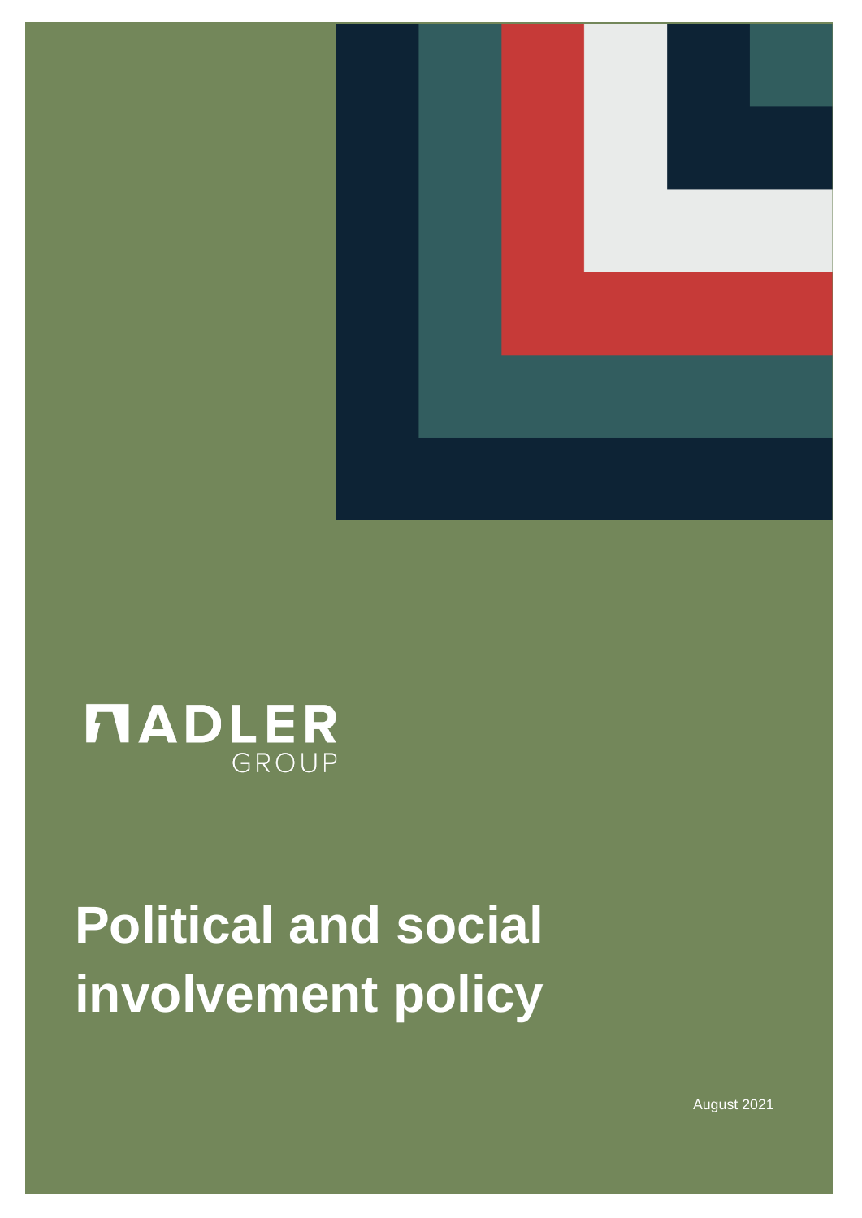ADLER
GROUP

# Political and social involvement policy

August 2021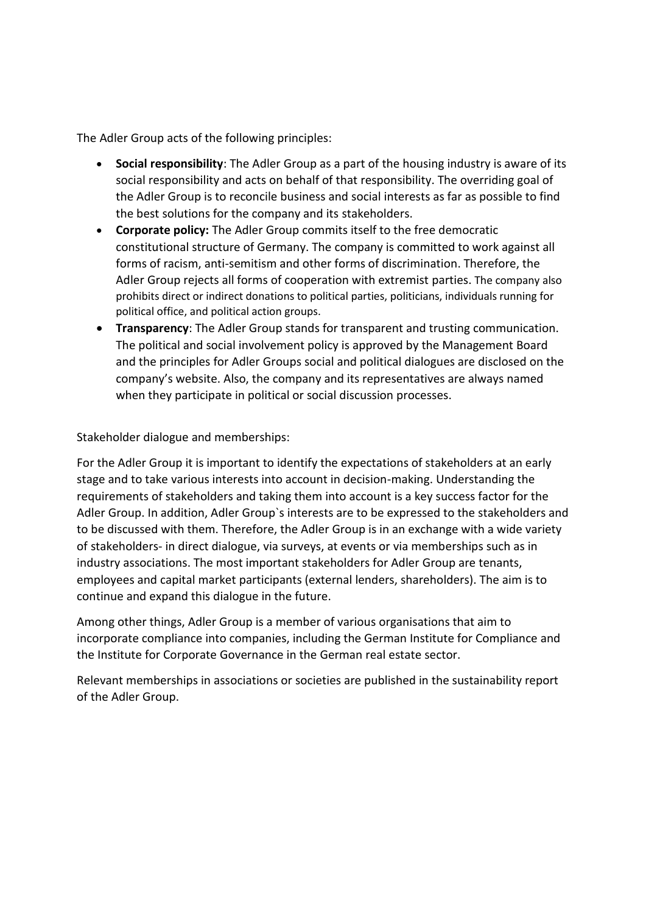The Adler Group acts of the following principles:

- **Social responsibility**: The Adler Group as a part of the housing industry is aware of its social responsibility and acts on behalf of that responsibility. The overriding goal of the Adler Group is to reconcile business and social interests as far as possible to find the best solutions for the company and its stakeholders.
- **Corporate policy:** The Adler Group commits itself to the free democratic constitutional structure of Germany. The company is committed to work against all forms of racism, anti-semitism and other forms of discrimination. Therefore, the Adler Group rejects all forms of cooperation with extremist parties. The company also prohibits direct or indirect donations to political parties, politicians, individuals running for political office, and political action groups.
- **Transparency**: The Adler Group stands for transparent and trusting communication. The political and social involvement policy is approved by the Management Board and the principles for Adler Groups social and political dialogues are disclosed on the company's website. Also, the company and its representatives are always named when they participate in political or social discussion processes.

Stakeholder dialogue and memberships:

For the Adler Group it is important to identify the expectations of stakeholders at an early stage and to take various interests into account in decision-making. Understanding the requirements of stakeholders and taking them into account is a key success factor for the Adler Group. In addition, Adler Group`s interests are to be expressed to the stakeholders and to be discussed with them. Therefore, the Adler Group is in an exchange with a wide variety of stakeholders- in direct dialogue, via surveys, at events or via memberships such as in industry associations. The most important stakeholders for Adler Group are tenants, employees and capital market participants (external lenders, shareholders). The aim is to continue and expand this dialogue in the future.

Among other things, Adler Group is a member of various organisations that aim to incorporate compliance into companies, including the German Institute for Compliance and the Institute for Corporate Governance in the German real estate sector.

Relevant memberships in associations or societies are published in the sustainability report of the Adler Group.